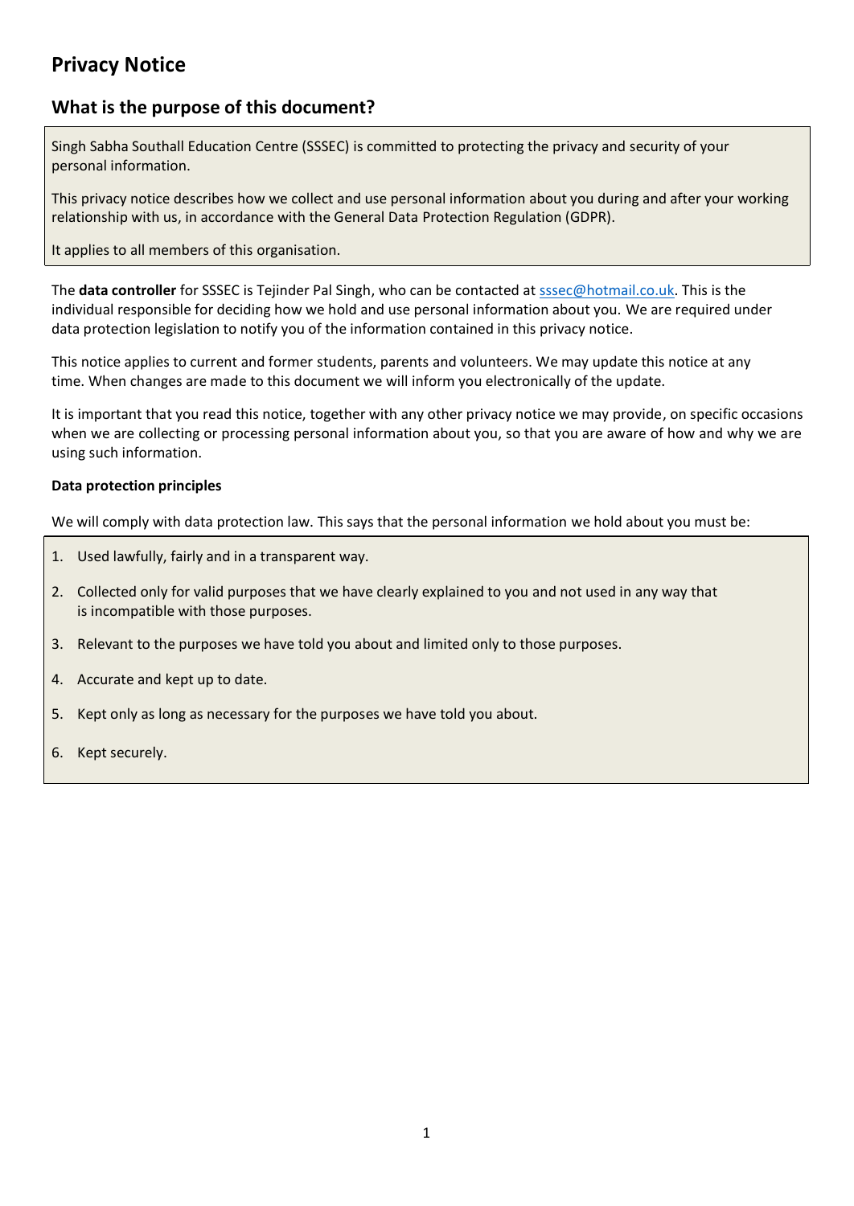# Privacy Notice

## What is the purpose of this document?

Singh Sabha Southall Education Centre (SSSEC) is committed to protecting the privacy and security of your personal information.

This privacy notice describes how we collect and use personal information about you during and after your working relationship with us, in accordance with the General Data Protection Regulation (GDPR).

It applies to all members of this organisation.

The **data controller** for SSSEC is Tejinder Pal Singh, who can be contacted at sssec@hotmail.co.uk. This is the individual responsible for deciding how we hold and use personal information about you. We are required under data protection legislation to notify you of the information contained in this privacy notice.

This notice applies to current and former students, parents and volunteers. We may update this notice at any time. When changes are made to this document we will inform you electronically of the update.

It is important that you read this notice, together with any other privacy notice we may provide, on specific occasions when we are collecting or processing personal information about you, so that you are aware of how and why we are using such information.

**Data protection principles**

We will comply with data protection law. This says that the personal information we hold about you must be:

1. Used lawfully, fairly and in a transparent way.
2. Collected only for valid purposes that we have clearly explained to you and not used in any way that is incompatible with those purposes.
3. Relevant to the purposes we have told you about and limited only to those purposes.
4. Accurate and kept up to date.
5. Kept only as long as necessary for the purposes we have told you about.
6. Kept securely.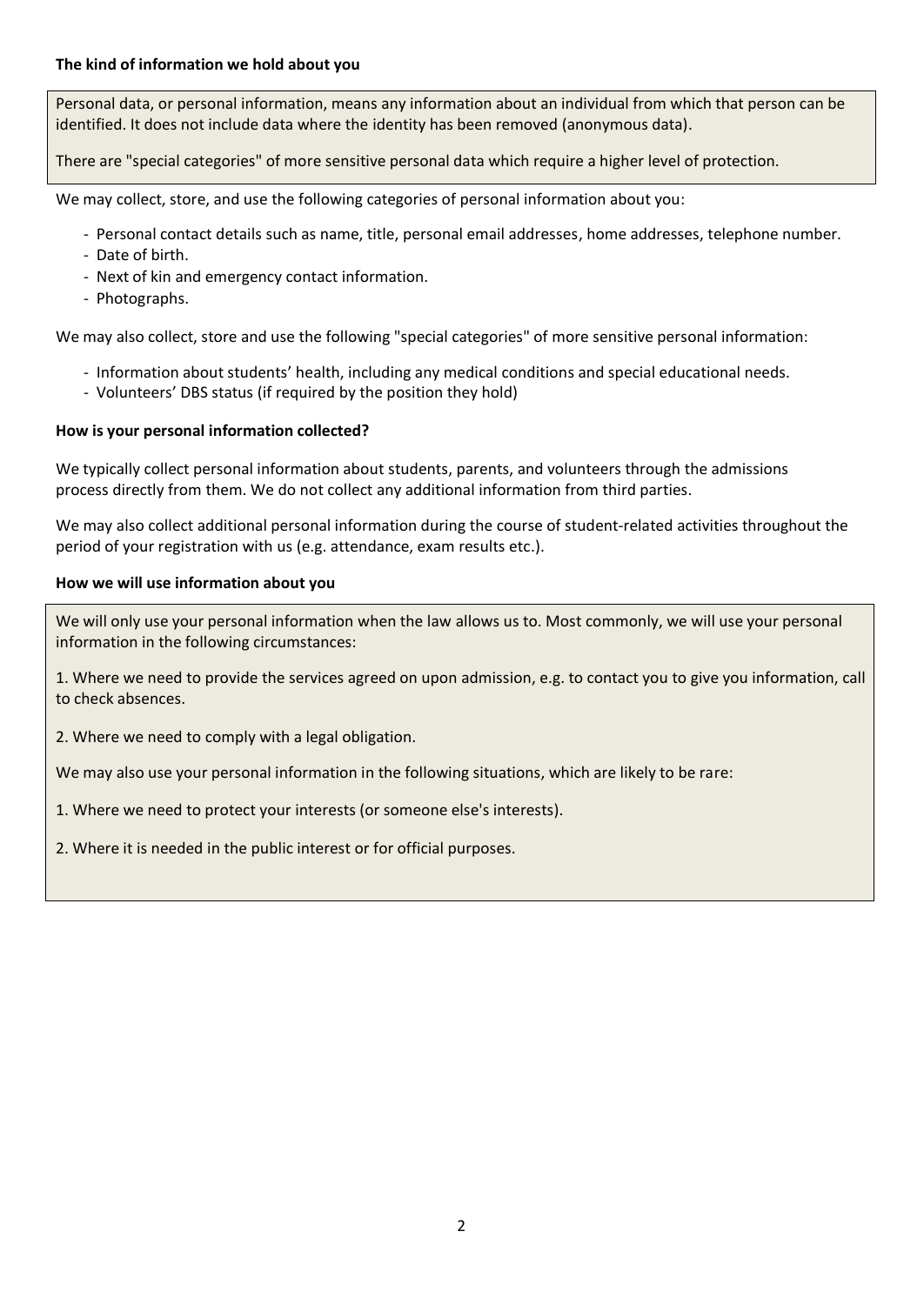**The kind of information we hold about you**

Personal data, or personal information, means any information about an individual from which that person can be identified. It does not include data where the identity has been removed (anonymous data).

There are "special categories" of more sensitive personal data which require a higher level of protection.

We may collect, store, and use the following categories of personal information about you:

- Personal contact details such as name, title, personal email addresses, home addresses, telephone number.
- Date of birth.
- Next of kin and emergency contact information.
- Photographs.

We may also collect, store and use the following "special categories" of more sensitive personal information:

- Information about students' health, including any medical conditions and special educational needs.
- Volunteers' DBS status (if required by the position they hold)

**How is your personal information collected?**

We typically collect personal information about students, parents, and volunteers through the admissions process directly from them. We do not collect any additional information from third parties.

We may also collect additional personal information during the course of student-related activities throughout the period of your registration with us (e.g. attendance, exam results etc.).

**How we will use information about you**

We will only use your personal information when the law allows us to. Most commonly, we will use your personal information in the following circumstances:

1. Where we need to provide the services agreed on upon admission, e.g. to contact you to give you information, call to check absences.

2. Where we need to comply with a legal obligation.

We may also use your personal information in the following situations, which are likely to be rare:

1. Where we need to protect your interests (or someone else's interests).

2. Where it is needed in the public interest or for official purposes.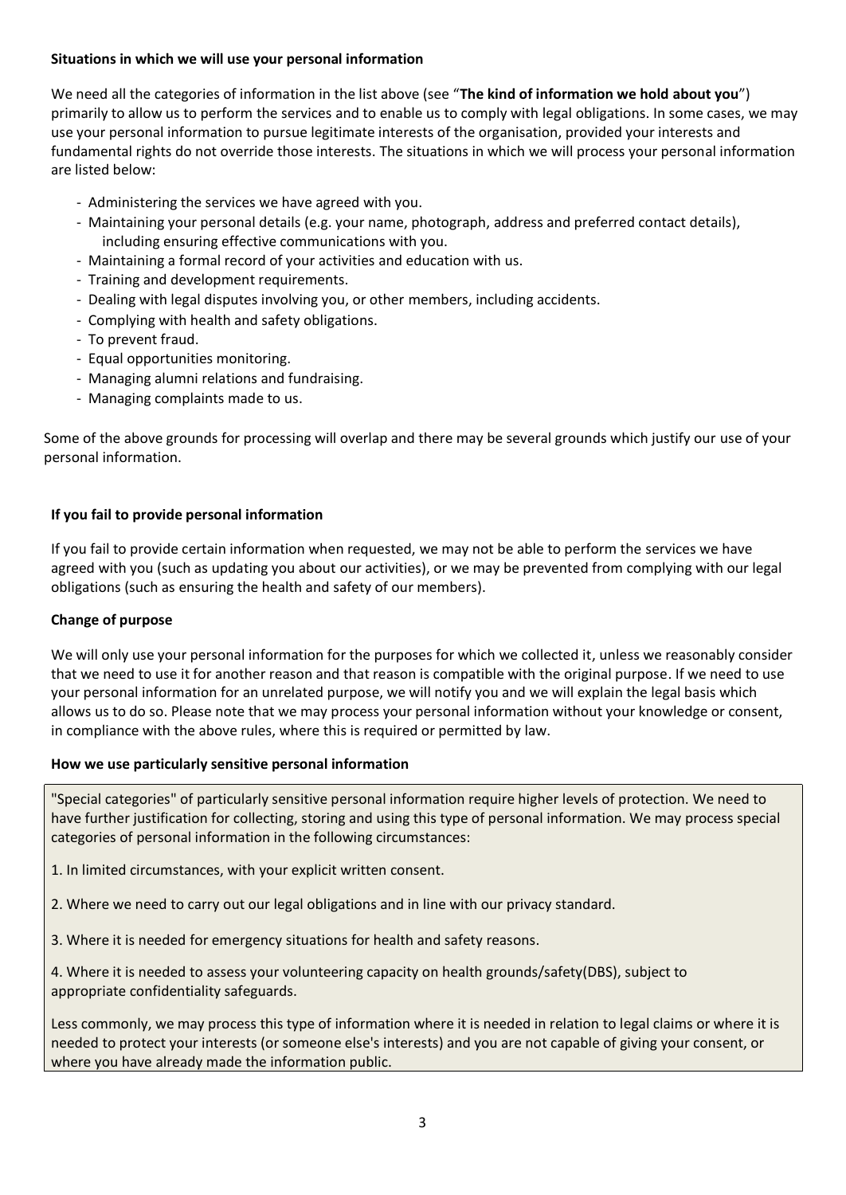### Situations in which we will use your personal information

We need all the categories of information in the list above (see "**The kind of information we hold about you**") primarily to allow us to perform the services and to enable us to comply with legal obligations. In some cases, we may use your personal information to pursue legitimate interests of the organisation, provided your interests and fundamental rights do not override those interests. The situations in which we will process your personal information are listed below:

- Administering the services we have agreed with you.
- Maintaining your personal details (e.g. your name, photograph, address and preferred contact details), including ensuring effective communications with you.
- Maintaining a formal record of your activities and education with us.
- Training and development requirements.
- Dealing with legal disputes involving you, or other members, including accidents.
- Complying with health and safety obligations.
- To prevent fraud.
- Equal opportunities monitoring.
- Managing alumni relations and fundraising.
- Managing complaints made to us.

Some of the above grounds for processing will overlap and there may be several grounds which justify our use of your personal information.

### If you fail to provide personal information

If you fail to provide certain information when requested, we may not be able to perform the services we have agreed with you (such as updating you about our activities), or we may be prevented from complying with our legal obligations (such as ensuring the health and safety of our members).

### Change of purpose

We will only use your personal information for the purposes for which we collected it, unless we reasonably consider that we need to use it for another reason and that reason is compatible with the original purpose. If we need to use your personal information for an unrelated purpose, we will notify you and we will explain the legal basis which allows us to do so. Please note that we may process your personal information without your knowledge or consent, in compliance with the above rules, where this is required or permitted by law.

### How we use particularly sensitive personal information

"Special categories" of particularly sensitive personal information require higher levels of protection. We need to have further justification for collecting, storing and using this type of personal information. We may process special categories of personal information in the following circumstances:

1. In limited circumstances, with your explicit written consent.

2. Where we need to carry out our legal obligations and in line with our privacy standard.

3. Where it is needed for emergency situations for health and safety reasons.

4. Where it is needed to assess your volunteering capacity on health grounds/safety(DBS), subject to appropriate confidentiality safeguards.

Less commonly, we may process this type of information where it is needed in relation to legal claims or where it is needed to protect your interests (or someone else's interests) and you are not capable of giving your consent, or where you have already made the information public.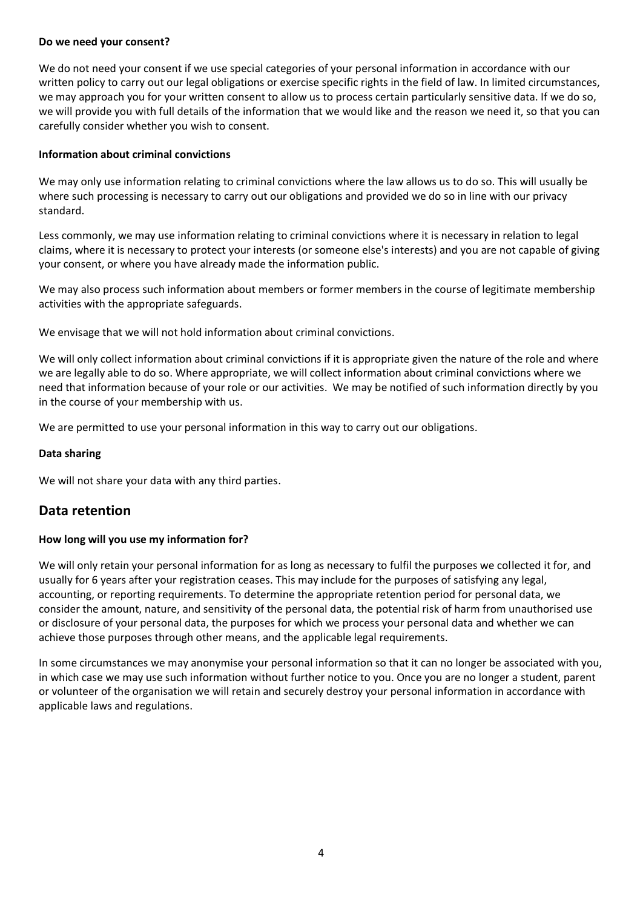**Do we need your consent?**

We do not need your consent if we use special categories of your personal information in accordance with our written policy to carry out our legal obligations or exercise specific rights in the field of law. In limited circumstances, we may approach you for your written consent to allow us to process certain particularly sensitive data. If we do so, we will provide you with full details of the information that we would like and the reason we need it, so that you can carefully consider whether you wish to consent.

**Information about criminal convictions**

We may only use information relating to criminal convictions where the law allows us to do so. This will usually be where such processing is necessary to carry out our obligations and provided we do so in line with our privacy standard.

Less commonly, we may use information relating to criminal convictions where it is necessary in relation to legal claims, where it is necessary to protect your interests (or someone else's interests) and you are not capable of giving your consent, or where you have already made the information public.

We may also process such information about members or former members in the course of legitimate membership activities with the appropriate safeguards.

We envisage that we will not hold information about criminal convictions.

We will only collect information about criminal convictions if it is appropriate given the nature of the role and where we are legally able to do so. Where appropriate, we will collect information about criminal convictions where we need that information because of your role or our activities. We may be notified of such information directly by you in the course of your membership with us.

We are permitted to use your personal information in this way to carry out our obligations.

**Data sharing**

We will not share your data with any third parties.

## Data retention

**How long will you use my information for?**

We will only retain your personal information for as long as necessary to fulfil the purposes we collected it for, and usually for 6 years after your registration ceases. This may include for the purposes of satisfying any legal, accounting, or reporting requirements. To determine the appropriate retention period for personal data, we consider the amount, nature, and sensitivity of the personal data, the potential risk of harm from unauthorised use or disclosure of your personal data, the purposes for which we process your personal data and whether we can achieve those purposes through other means, and the applicable legal requirements.

In some circumstances we may anonymise your personal information so that it can no longer be associated with you, in which case we may use such information without further notice to you. Once you are no longer a student, parent or volunteer of the organisation we will retain and securely destroy your personal information in accordance with applicable laws and regulations.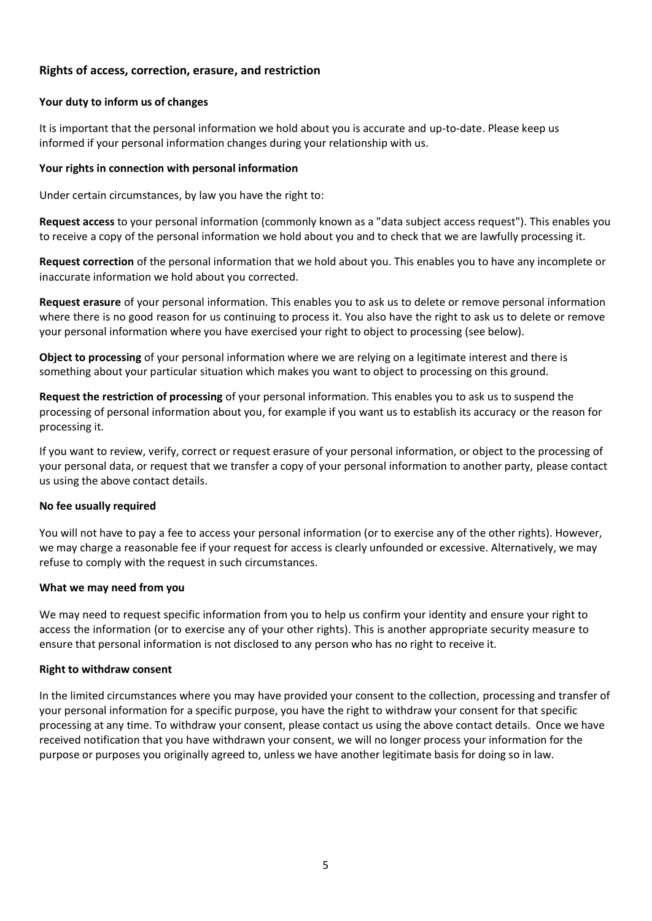## Rights of access, correction, erasure, and restriction

### Your duty to inform us of changes

It is important that the personal information we hold about you is accurate and up-to-date. Please keep us informed if your personal information changes during your relationship with us.

### Your rights in connection with personal information

Under certain circumstances, by law you have the right to:

**Request access** to your personal information (commonly known as a "data subject access request"). This enables you to receive a copy of the personal information we hold about you and to check that we are lawfully processing it.

**Request correction** of the personal information that we hold about you. This enables you to have any incomplete or inaccurate information we hold about you corrected.

**Request erasure** of your personal information. This enables you to ask us to delete or remove personal information where there is no good reason for us continuing to process it. You also have the right to ask us to delete or remove your personal information where you have exercised your right to object to processing (see below).

**Object to processing** of your personal information where we are relying on a legitimate interest and there is something about your particular situation which makes you want to object to processing on this ground.

**Request the restriction of processing** of your personal information. This enables you to ask us to suspend the processing of personal information about you, for example if you want us to establish its accuracy or the reason for processing it.

If you want to review, verify, correct or request erasure of your personal information, or object to the processing of your personal data, or request that we transfer a copy of your personal information to another party, please contact us using the above contact details.

### No fee usually required

You will not have to pay a fee to access your personal information (or to exercise any of the other rights). However, we may charge a reasonable fee if your request for access is clearly unfounded or excessive. Alternatively, we may refuse to comply with the request in such circumstances.

### What we may need from you

We may need to request specific information from you to help us confirm your identity and ensure your right to access the information (or to exercise any of your other rights). This is another appropriate security measure to ensure that personal information is not disclosed to any person who has no right to receive it.

### Right to withdraw consent

In the limited circumstances where you may have provided your consent to the collection, processing and transfer of your personal information for a specific purpose, you have the right to withdraw your consent for that specific processing at any time. To withdraw your consent, please contact us using the above contact details. Once we have received notification that you have withdrawn your consent, we will no longer process your information for the purpose or purposes you originally agreed to, unless we have another legitimate basis for doing so in law.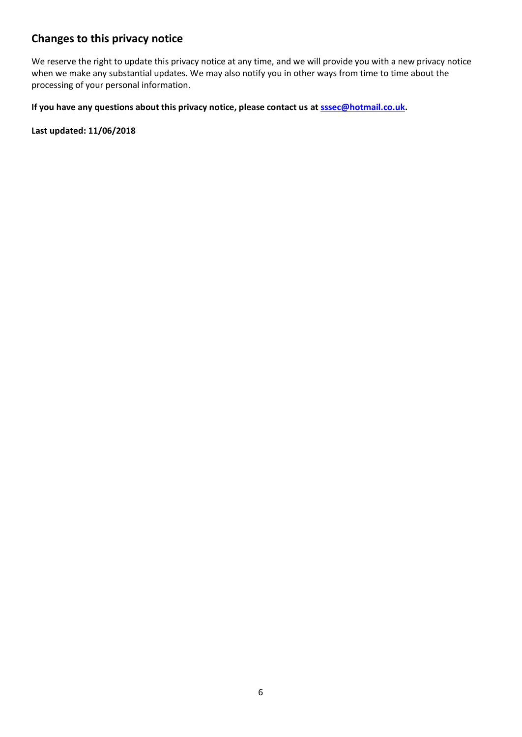## Changes to this privacy notice

We reserve the right to update this privacy notice at any time, and we will provide you with a new privacy notice when we make any substantial updates. We may also notify you in other ways from time to time about the processing of your personal information.

**If you have any questions about this privacy notice, please contact us at [sssec@hotmail.co.uk](mailto:sssec@hotmail.co.uk).**

**Last updated: 11/06/2018**